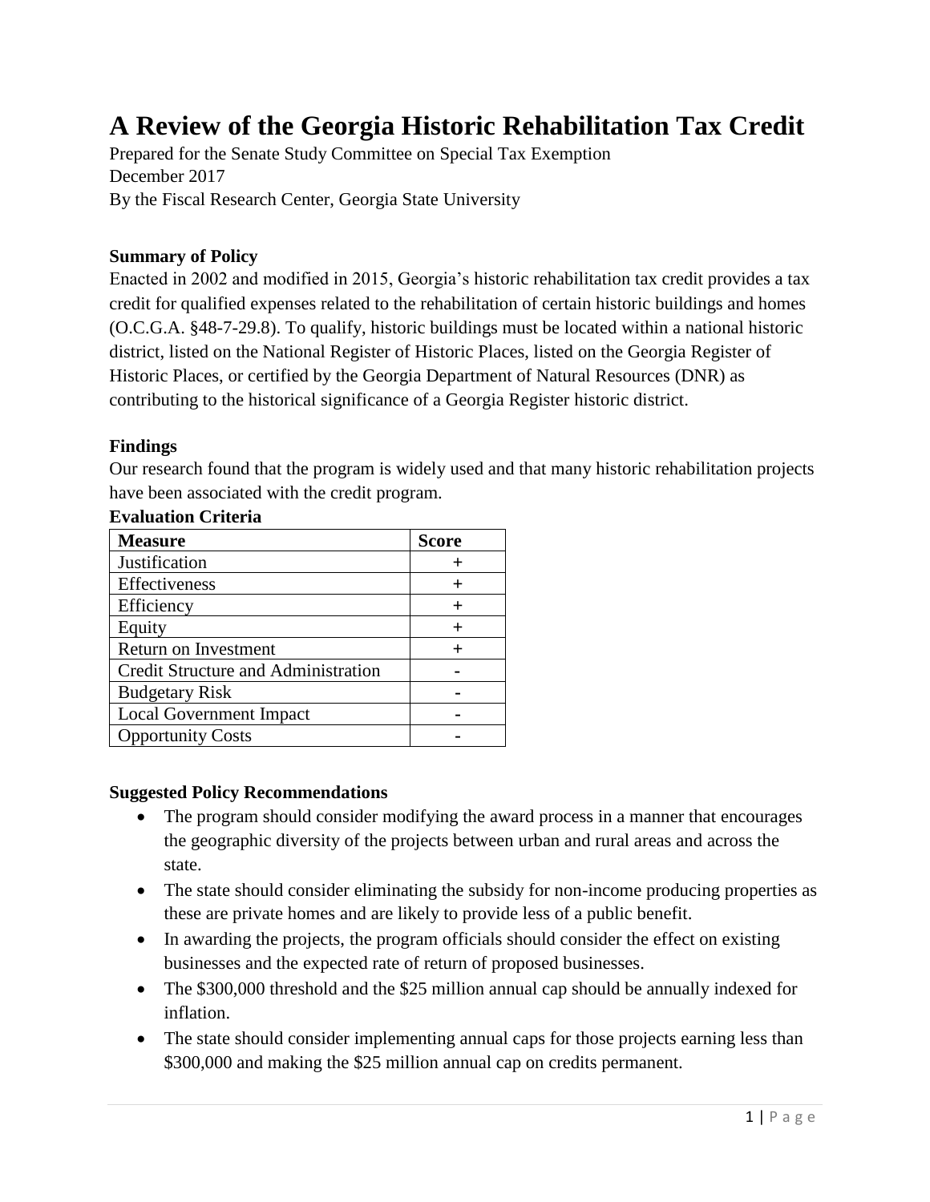# A Review of the Georgia Historic Rehabilitation Tax Credit

Prepared for the Senate Study Committee on Special Tax Exemption
December 2017
By the Fiscal Research Center, Georgia State University

**Summary of Policy**

Enacted in 2002 and modified in 2015, Georgia's historic rehabilitation tax credit provides a tax credit for qualified expenses related to the rehabilitation of certain historic buildings and homes (O.C.G.A. §48-7-29.8). To qualify, historic buildings must be located within a national historic district, listed on the National Register of Historic Places, listed on the Georgia Register of Historic Places, or certified by the Georgia Department of Natural Resources (DNR) as contributing to the historical significance of a Georgia Register historic district.

**Findings**

Our research found that the program is widely used and that many historic rehabilitation projects have been associated with the credit program.

**Evaluation Criteria**

| Measure | Score |
|---|---|
| Justification | + |
| Effectiveness | + |
| Efficiency | + |
| Equity | + |
| Return on Investment | + |
| Credit Structure and Administration | - |
| Budgetary Risk | - |
| Local Government Impact | - |
| Opportunity Costs | - |

**Suggested Policy Recommendations**

- The program should consider modifying the award process in a manner that encourages the geographic diversity of the projects between urban and rural areas and across the state.
- The state should consider eliminating the subsidy for non-income producing properties as these are private homes and are likely to provide less of a public benefit.
- In awarding the projects, the program officials should consider the effect on existing businesses and the expected rate of return of proposed businesses.
- The $300,000 threshold and the $25 million annual cap should be annually indexed for inflation.
- The state should consider implementing annual caps for those projects earning less than $300,000 and making the $25 million annual cap on credits permanent.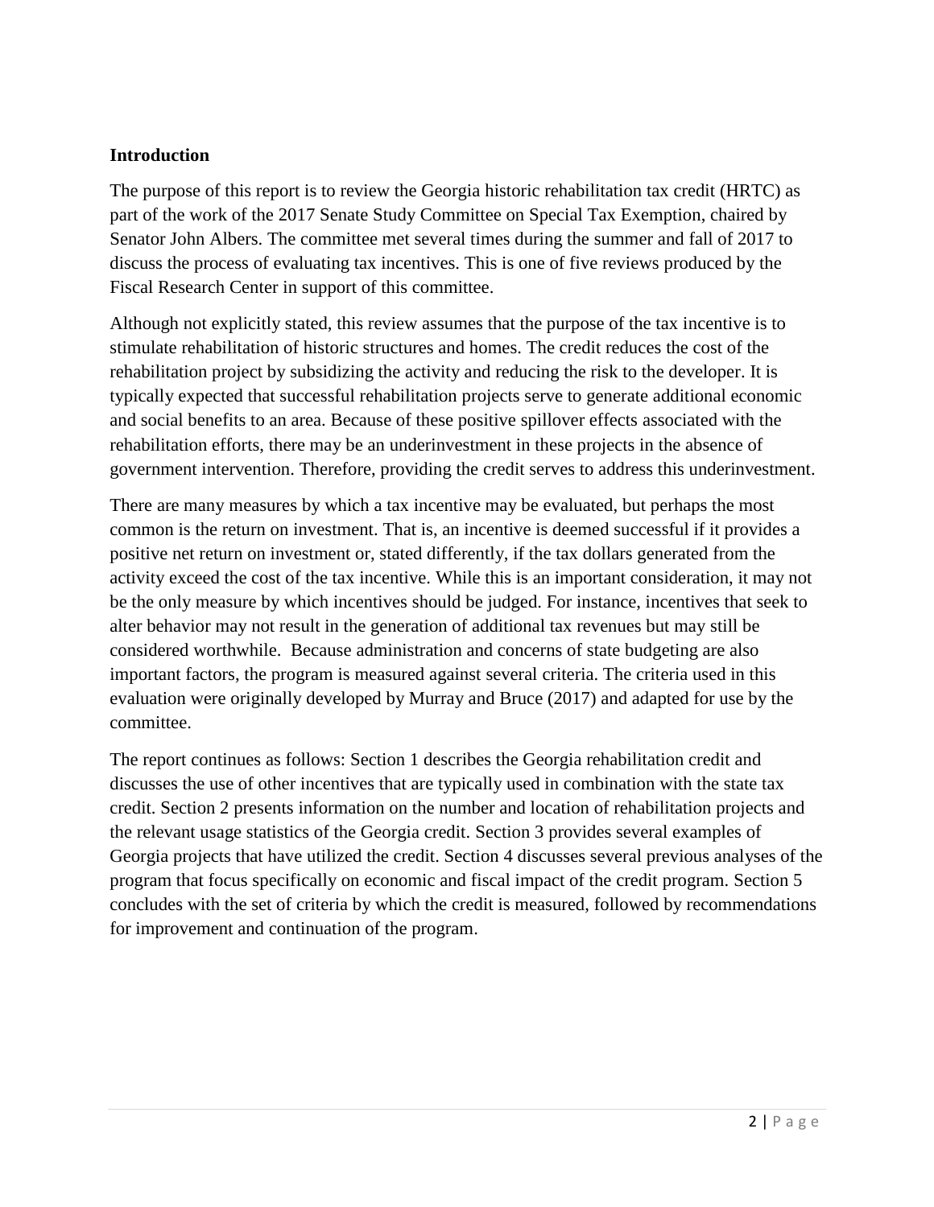**Introduction**

The purpose of this report is to review the Georgia historic rehabilitation tax credit (HRTC) as part of the work of the 2017 Senate Study Committee on Special Tax Exemption, chaired by Senator John Albers. The committee met several times during the summer and fall of 2017 to discuss the process of evaluating tax incentives. This is one of five reviews produced by the Fiscal Research Center in support of this committee.

Although not explicitly stated, this review assumes that the purpose of the tax incentive is to stimulate rehabilitation of historic structures and homes. The credit reduces the cost of the rehabilitation project by subsidizing the activity and reducing the risk to the developer. It is typically expected that successful rehabilitation projects serve to generate additional economic and social benefits to an area. Because of these positive spillover effects associated with the rehabilitation efforts, there may be an underinvestment in these projects in the absence of government intervention. Therefore, providing the credit serves to address this underinvestment.

There are many measures by which a tax incentive may be evaluated, but perhaps the most common is the return on investment. That is, an incentive is deemed successful if it provides a positive net return on investment or, stated differently, if the tax dollars generated from the activity exceed the cost of the tax incentive. While this is an important consideration, it may not be the only measure by which incentives should be judged. For instance, incentives that seek to alter behavior may not result in the generation of additional tax revenues but may still be considered worthwhile. Because administration and concerns of state budgeting are also important factors, the program is measured against several criteria. The criteria used in this evaluation were originally developed by Murray and Bruce (2017) and adapted for use by the committee.

The report continues as follows: Section 1 describes the Georgia rehabilitation credit and discusses the use of other incentives that are typically used in combination with the state tax credit. Section 2 presents information on the number and location of rehabilitation projects and the relevant usage statistics of the Georgia credit. Section 3 provides several examples of Georgia projects that have utilized the credit. Section 4 discusses several previous analyses of the program that focus specifically on economic and fiscal impact of the credit program. Section 5 concludes with the set of criteria by which the credit is measured, followed by recommendations for improvement and continuation of the program.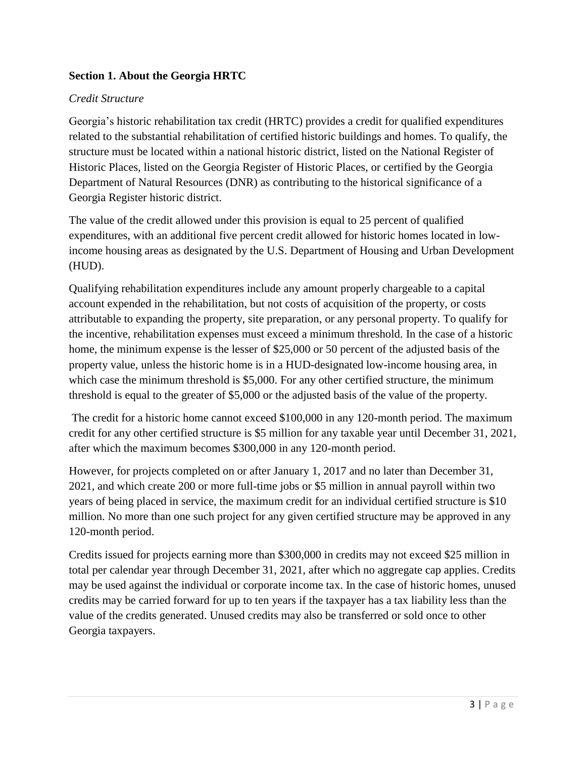## Section 1. About the Georgia HRTC

*Credit Structure*

Georgia's historic rehabilitation tax credit (HRTC) provides a credit for qualified expenditures related to the substantial rehabilitation of certified historic buildings and homes. To qualify, the structure must be located within a national historic district, listed on the National Register of Historic Places, listed on the Georgia Register of Historic Places, or certified by the Georgia Department of Natural Resources (DNR) as contributing to the historical significance of a Georgia Register historic district.

The value of the credit allowed under this provision is equal to 25 percent of qualified expenditures, with an additional five percent credit allowed for historic homes located in low-income housing areas as designated by the U.S. Department of Housing and Urban Development (HUD).

Qualifying rehabilitation expenditures include any amount properly chargeable to a capital account expended in the rehabilitation, but not costs of acquisition of the property, or costs attributable to expanding the property, site preparation, or any personal property. To qualify for the incentive, rehabilitation expenses must exceed a minimum threshold. In the case of a historic home, the minimum expense is the lesser of $25,000 or 50 percent of the adjusted basis of the property value, unless the historic home is in a HUD-designated low-income housing area, in which case the minimum threshold is $5,000. For any other certified structure, the minimum threshold is equal to the greater of $5,000 or the adjusted basis of the value of the property.

The credit for a historic home cannot exceed $100,000 in any 120-month period. The maximum credit for any other certified structure is $5 million for any taxable year until December 31, 2021, after which the maximum becomes $300,000 in any 120-month period.

However, for projects completed on or after January 1, 2017 and no later than December 31, 2021, and which create 200 or more full-time jobs or $5 million in annual payroll within two years of being placed in service, the maximum credit for an individual certified structure is $10 million. No more than one such project for any given certified structure may be approved in any 120-month period.

Credits issued for projects earning more than $300,000 in credits may not exceed $25 million in total per calendar year through December 31, 2021, after which no aggregate cap applies. Credits may be used against the individual or corporate income tax. In the case of historic homes, unused credits may be carried forward for up to ten years if the taxpayer has a tax liability less than the value of the credits generated. Unused credits may also be transferred or sold once to other Georgia taxpayers.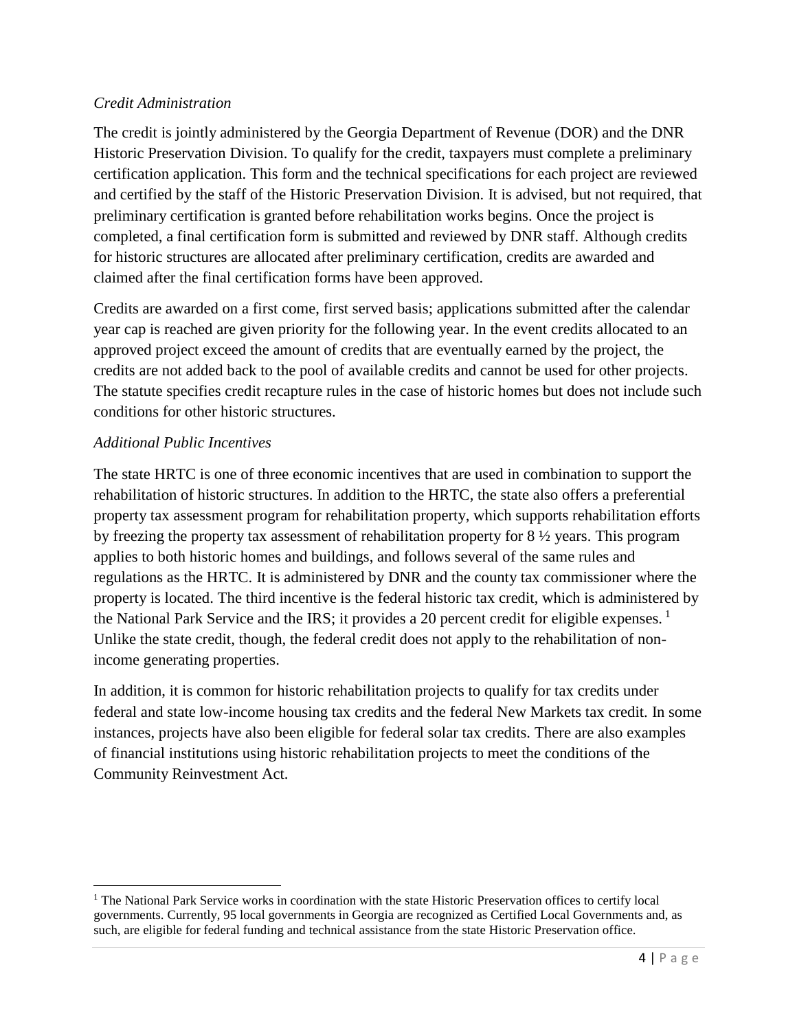*Credit Administration*

The credit is jointly administered by the Georgia Department of Revenue (DOR) and the DNR Historic Preservation Division. To qualify for the credit, taxpayers must complete a preliminary certification application. This form and the technical specifications for each project are reviewed and certified by the staff of the Historic Preservation Division. It is advised, but not required, that preliminary certification is granted before rehabilitation works begins. Once the project is completed, a final certification form is submitted and reviewed by DNR staff. Although credits for historic structures are allocated after preliminary certification, credits are awarded and claimed after the final certification forms have been approved.

Credits are awarded on a first come, first served basis; applications submitted after the calendar year cap is reached are given priority for the following year. In the event credits allocated to an approved project exceed the amount of credits that are eventually earned by the project, the credits are not added back to the pool of available credits and cannot be used for other projects. The statute specifies credit recapture rules in the case of historic homes but does not include such conditions for other historic structures.

*Additional Public Incentives*

The state HRTC is one of three economic incentives that are used in combination to support the rehabilitation of historic structures. In addition to the HRTC, the state also offers a preferential property tax assessment program for rehabilitation property, which supports rehabilitation efforts by freezing the property tax assessment of rehabilitation property for 8 ½ years. This program applies to both historic homes and buildings, and follows several of the same rules and regulations as the HRTC. It is administered by DNR and the county tax commissioner where the property is located. The third incentive is the federal historic tax credit, which is administered by the National Park Service and the IRS; it provides a 20 percent credit for eligible expenses. [1] Unlike the state credit, though, the federal credit does not apply to the rehabilitation of non-income generating properties.

In addition, it is common for historic rehabilitation projects to qualify for tax credits under federal and state low-income housing tax credits and the federal New Markets tax credit. In some instances, projects have also been eligible for federal solar tax credits. There are also examples of financial institutions using historic rehabilitation projects to meet the conditions of the Community Reinvestment Act.

---

[1] The National Park Service works in coordination with the state Historic Preservation offices to certify local governments. Currently, 95 local governments in Georgia are recognized as Certified Local Governments and, as such, are eligible for federal funding and technical assistance from the state Historic Preservation office.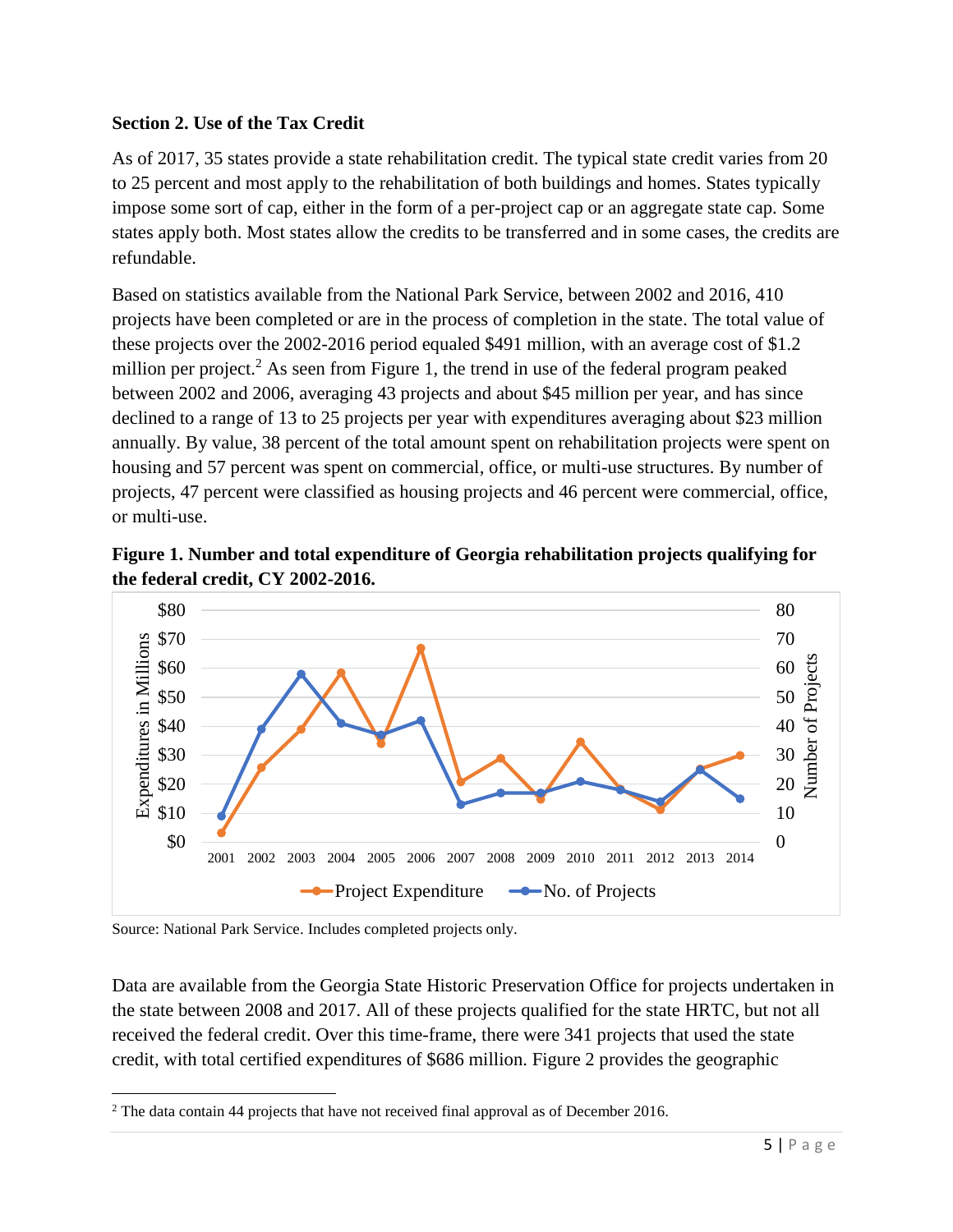**Section 2. Use of the Tax Credit**

As of 2017, 35 states provide a state rehabilitation credit. The typical state credit varies from 20 to 25 percent and most apply to the rehabilitation of both buildings and homes. States typically impose some sort of cap, either in the form of a per-project cap or an aggregate state cap. Some states apply both. Most states allow the credits to be transferred and in some cases, the credits are refundable.

Based on statistics available from the National Park Service, between 2002 and 2016, 410 projects have been completed or are in the process of completion in the state. The total value of these projects over the 2002-2016 period equaled $491 million, with an average cost of $1.2 million per project.[2] As seen from Figure 1, the trend in use of the federal program peaked between 2002 and 2006, averaging 43 projects and about $45 million per year, and has since declined to a range of 13 to 25 projects per year with expenditures averaging about $23 million annually. By value, 38 percent of the total amount spent on rehabilitation projects were spent on housing and 57 percent was spent on commercial, office, or multi-use structures. By number of projects, 47 percent were classified as housing projects and 46 percent were commercial, office, or multi-use.

**Figure 1. Number and total expenditure of Georgia rehabilitation projects qualifying for the federal credit, CY 2002-2016.**

Source: National Park Service. Includes completed projects only.

Data are available from the Georgia State Historic Preservation Office for projects undertaken in the state between 2008 and 2017. All of these projects qualified for the state HRTC, but not all received the federal credit. Over this time-frame, there were 341 projects that used the state credit, with total certified expenditures of $686 million. Figure 2 provides the geographic

[2] The data contain 44 projects that have not received final approval as of December 2016.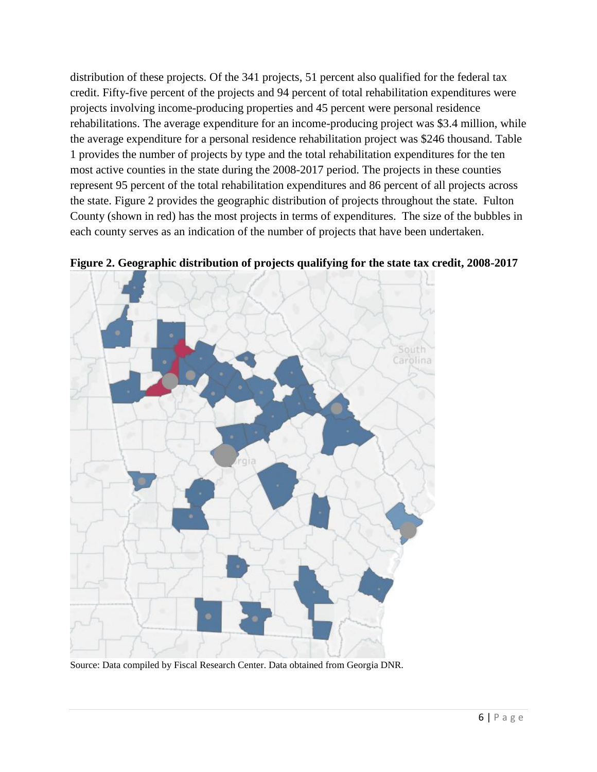distribution of these projects. Of the 341 projects, 51 percent also qualified for the federal tax credit. Fifty-five percent of the projects and 94 percent of total rehabilitation expenditures were projects involving income-producing properties and 45 percent were personal residence rehabilitations. The average expenditure for an income-producing project was $3.4 million, while the average expenditure for a personal residence rehabilitation project was $246 thousand. Table 1 provides the number of projects by type and the total rehabilitation expenditures for the ten most active counties in the state during the 2008-2017 period. The projects in these counties represent 95 percent of the total rehabilitation expenditures and 86 percent of all projects across the state. Figure 2 provides the geographic distribution of projects throughout the state. Fulton County (shown in red) has the most projects in terms of expenditures. The size of the bubbles in each county serves as an indication of the number of projects that have been undertaken.

**Figure 2. Geographic distribution of projects qualifying for the state tax credit, 2008-2017**

Source: Data compiled by Fiscal Research Center. Data obtained from Georgia DNR.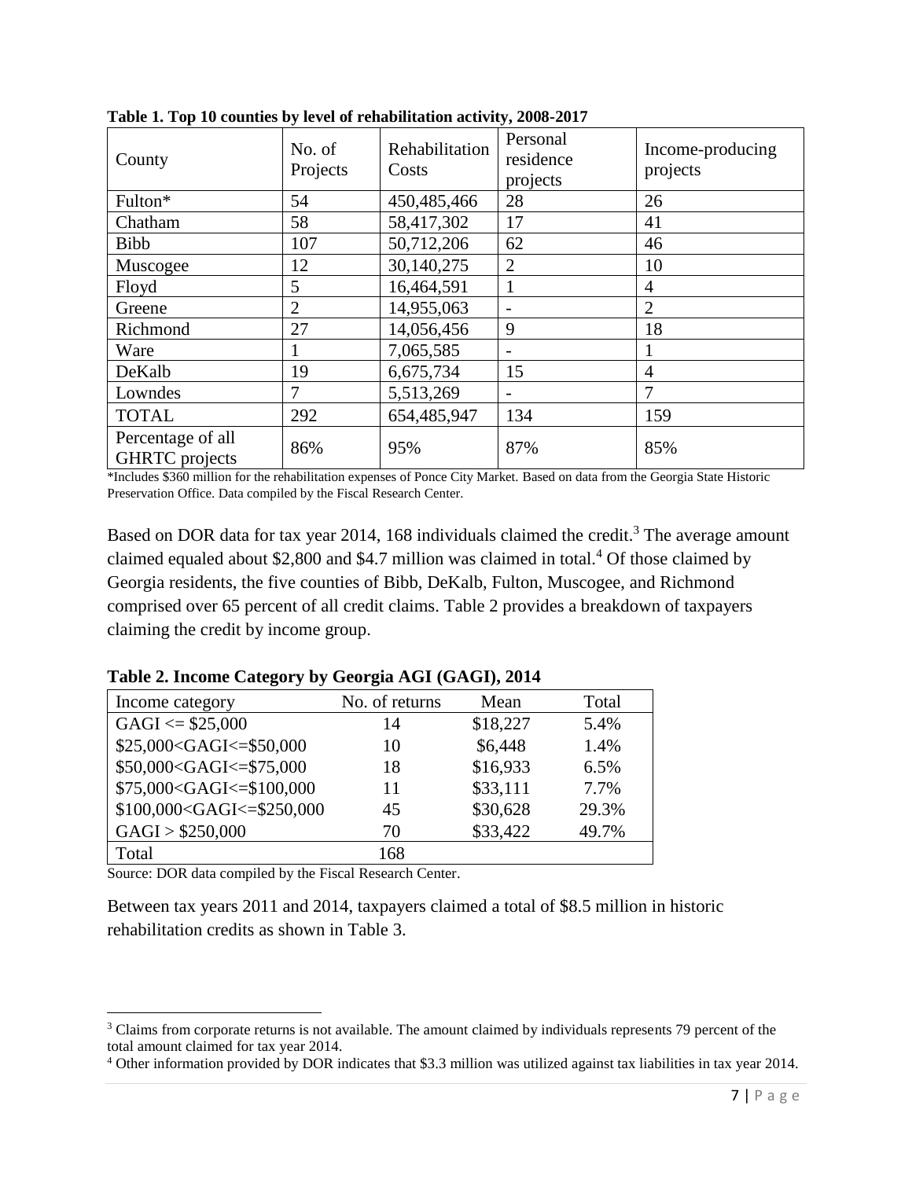**Table 1. Top 10 counties by level of rehabilitation activity, 2008-2017**

| County | No. of Projects | Rehabilitation Costs | Personal residence projects | Income-producing projects |
|---|---|---|---|---|
| Fulton* | 54 | 450,485,466 | 28 | 26 |
| Chatham | 58 | 58,417,302 | 17 | 41 |
| Bibb | 107 | 50,712,206 | 62 | 46 |
| Muscogee | 12 | 30,140,275 | 2 | 10 |
| Floyd | 5 | 16,464,591 | 1 | 4 |
| Greene | 2 | 14,955,063 | - | 2 |
| Richmond | 27 | 14,056,456 | 9 | 18 |
| Ware | 1 | 7,065,585 | - | 1 |
| DeKalb | 19 | 6,675,734 | 15 | 4 |
| Lowndes | 7 | 5,513,269 | - | 7 |
| TOTAL | 292 | 654,485,947 | 134 | 159 |
| Percentage of all GHRTC projects | 86% | 95% | 87% | 85% |

*Includes $360 million for the rehabilitation expenses of Ponce City Market. Based on data from the Georgia State Historic Preservation Office. Data compiled by the Fiscal Research Center.

Based on DOR data for tax year 2014, 168 individuals claimed the credit.[3] The average amount claimed equaled about $2,800 and $4.7 million was claimed in total.[4] Of those claimed by Georgia residents, the five counties of Bibb, DeKalb, Fulton, Muscogee, and Richmond comprised over 65 percent of all credit claims. Table 2 provides a breakdown of taxpayers claiming the credit by income group.

**Table 2. Income Category by Georgia AGI (GAGI), 2014**

| Income category | No. of returns | Mean | Total |
|---|---|---|---|
| GAGI <= $25,000 | 14 | $18,227 | 5.4% |
| $25,000<GAGI<=$50,000 | 10 | $6,448 | 1.4% |
| $50,000<GAGI<=$75,000 | 18 | $16,933 | 6.5% |
| $75,000<GAGI<=$100,000 | 11 | $33,111 | 7.7% |
| $100,000<GAGI<=$250,000 | 45 | $30,628 | 29.3% |
| GAGI > $250,000 | 70 | $33,422 | 49.7% |
| Total | 168 | | |

Source: DOR data compiled by the Fiscal Research Center.

Between tax years 2011 and 2014, taxpayers claimed a total of $8.5 million in historic rehabilitation credits as shown in Table 3.

[3] Claims from corporate returns is not available. The amount claimed by individuals represents 79 percent of the total amount claimed for tax year 2014.

[4] Other information provided by DOR indicates that $3.3 million was utilized against tax liabilities in tax year 2014.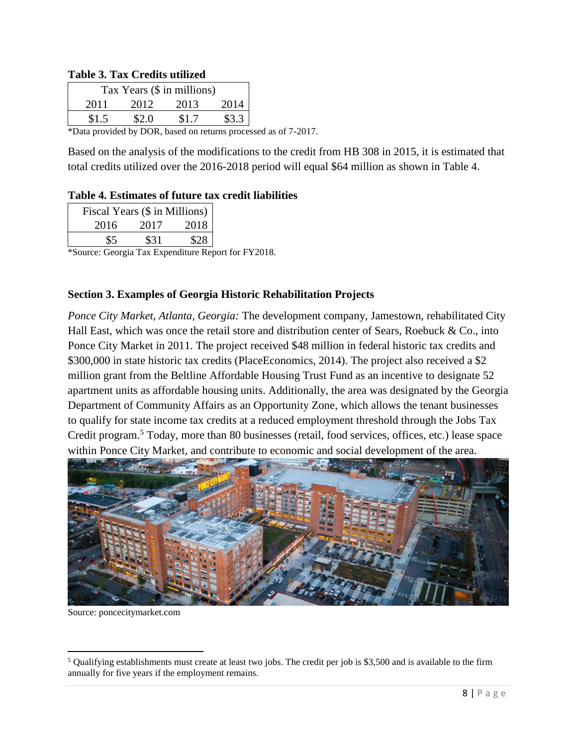**Table 3. Tax Credits utilized**

| Tax Years ($ in millions) | | | |
|---|---|---|---|
| 2011 | 2012 | 2013 | 2014 |
| $1.5 | $2.0 | $1.7 | $3.3 |

*Data provided by DOR, based on returns processed as of 7-2017.

Based on the analysis of the modifications to the credit from HB 308 in 2015, it is estimated that total credits utilized over the 2016-2018 period will equal $64 million as shown in Table 4.

**Table 4. Estimates of future tax credit liabilities**

| Fiscal Years ($ in Millions) | | |
|---|---|---|
| 2016 | 2017 | 2018 |
| $5 | $31 | $28 |

*Source: Georgia Tax Expenditure Report for FY2018.

### Section 3. Examples of Georgia Historic Rehabilitation Projects

*Ponce City Market, Atlanta, Georgia:* The development company, Jamestown, rehabilitated City Hall East, which was once the retail store and distribution center of Sears, Roebuck & Co., into Ponce City Market in 2011. The project received $48 million in federal historic tax credits and $300,000 in state historic tax credits (PlaceEconomics, 2014). The project also received a $2 million grant from the Beltline Affordable Housing Trust Fund as an incentive to designate 52 apartment units as affordable housing units. Additionally, the area was designated by the Georgia Department of Community Affairs as an Opportunity Zone, which allows the tenant businesses to qualify for state income tax credits at a reduced employment threshold through the Jobs Tax Credit program.[5] Today, more than 80 businesses (retail, food services, offices, etc.) lease space within Ponce City Market, and contribute to economic and social development of the area.

Source: poncecitymarket.com

[5] Qualifying establishments must create at least two jobs. The credit per job is $3,500 and is available to the firm annually for five years if the employment remains.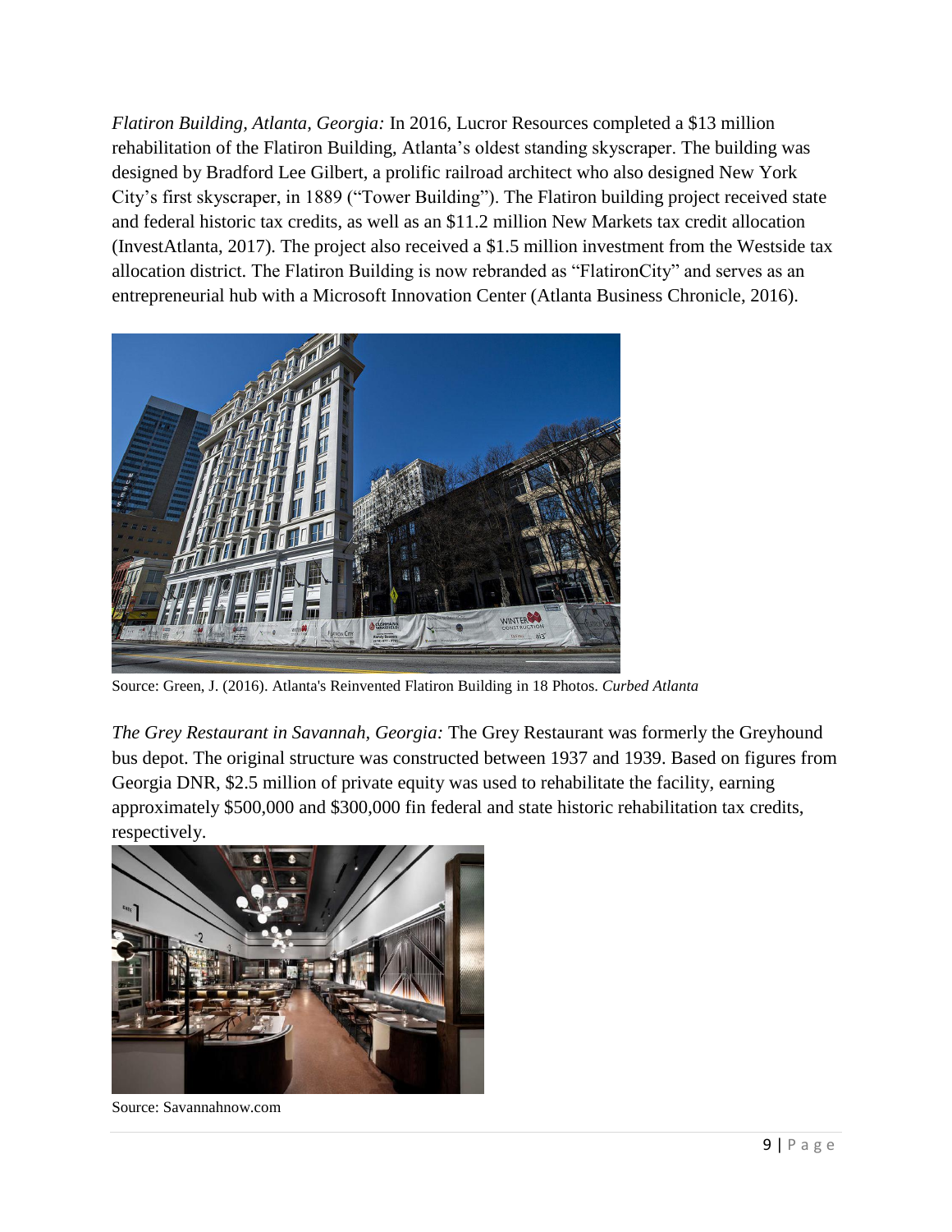*Flatiron Building, Atlanta, Georgia:* In 2016, Lucror Resources completed a $13 million rehabilitation of the Flatiron Building, Atlanta's oldest standing skyscraper. The building was designed by Bradford Lee Gilbert, a prolific railroad architect who also designed New York City's first skyscraper, in 1889 ("Tower Building"). The Flatiron building project received state and federal historic tax credits, as well as an $11.2 million New Markets tax credit allocation (InvestAtlanta, 2017). The project also received a $1.5 million investment from the Westside tax allocation district. The Flatiron Building is now rebranded as "FlatironCity" and serves as an entrepreneurial hub with a Microsoft Innovation Center (Atlanta Business Chronicle, 2016).

Source: Green, J. (2016). Atlanta's Reinvented Flatiron Building in 18 Photos. *Curbed Atlanta*

*The Grey Restaurant in Savannah, Georgia:* The Grey Restaurant was formerly the Greyhound bus depot. The original structure was constructed between 1937 and 1939. Based on figures from Georgia DNR, $2.5 million of private equity was used to rehabilitate the facility, earning approximately $500,000 and $300,000 fin federal and state historic rehabilitation tax credits, respectively.

Source: Savannahnow.com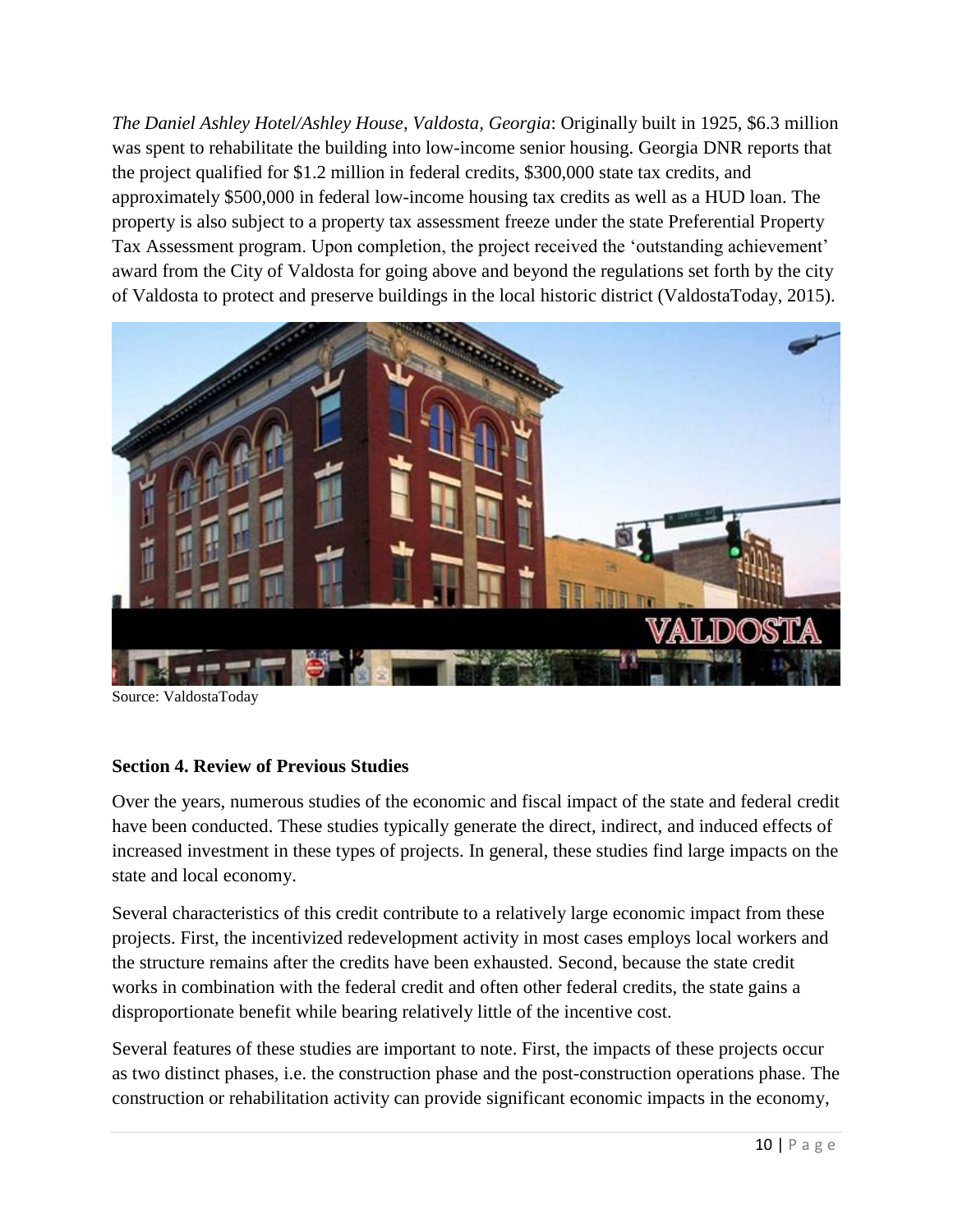*The Daniel Ashley Hotel/Ashley House, Valdosta, Georgia*: Originally built in 1925, $6.3 million was spent to rehabilitate the building into low-income senior housing. Georgia DNR reports that the project qualified for $1.2 million in federal credits, $300,000 state tax credits, and approximately $500,000 in federal low-income housing tax credits as well as a HUD loan. The property is also subject to a property tax assessment freeze under the state Preferential Property Tax Assessment program. Upon completion, the project received the 'outstanding achievement' award from the City of Valdosta for going above and beyond the regulations set forth by the city of Valdosta to protect and preserve buildings in the local historic district (ValdostaToday, 2015).

Source: ValdostaToday

### Section 4. Review of Previous Studies

Over the years, numerous studies of the economic and fiscal impact of the state and federal credit have been conducted. These studies typically generate the direct, indirect, and induced effects of increased investment in these types of projects. In general, these studies find large impacts on the state and local economy.

Several characteristics of this credit contribute to a relatively large economic impact from these projects. First, the incentivized redevelopment activity in most cases employs local workers and the structure remains after the credits have been exhausted. Second, because the state credit works in combination with the federal credit and often other federal credits, the state gains a disproportionate benefit while bearing relatively little of the incentive cost.

Several features of these studies are important to note. First, the impacts of these projects occur as two distinct phases, i.e. the construction phase and the post-construction operations phase. The construction or rehabilitation activity can provide significant economic impacts in the economy,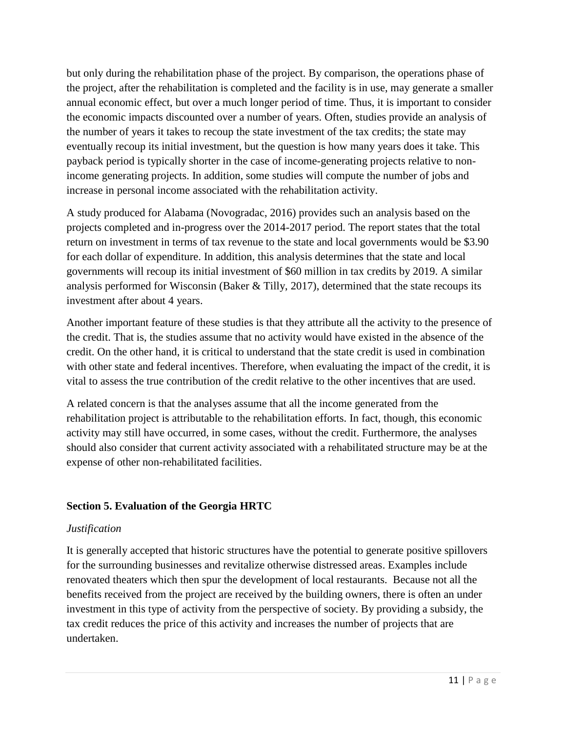but only during the rehabilitation phase of the project. By comparison, the operations phase of the project, after the rehabilitation is completed and the facility is in use, may generate a smaller annual economic effect, but over a much longer period of time. Thus, it is important to consider the economic impacts discounted over a number of years. Often, studies provide an analysis of the number of years it takes to recoup the state investment of the tax credits; the state may eventually recoup its initial investment, but the question is how many years does it take. This payback period is typically shorter in the case of income-generating projects relative to non-income generating projects. In addition, some studies will compute the number of jobs and increase in personal income associated with the rehabilitation activity.

A study produced for Alabama (Novogradac, 2016) provides such an analysis based on the projects completed and in-progress over the 2014-2017 period. The report states that the total return on investment in terms of tax revenue to the state and local governments would be $3.90 for each dollar of expenditure. In addition, this analysis determines that the state and local governments will recoup its initial investment of $60 million in tax credits by 2019. A similar analysis performed for Wisconsin (Baker & Tilly, 2017), determined that the state recoups its investment after about 4 years.

Another important feature of these studies is that they attribute all the activity to the presence of the credit. That is, the studies assume that no activity would have existed in the absence of the credit. On the other hand, it is critical to understand that the state credit is used in combination with other state and federal incentives. Therefore, when evaluating the impact of the credit, it is vital to assess the true contribution of the credit relative to the other incentives that are used.

A related concern is that the analyses assume that all the income generated from the rehabilitation project is attributable to the rehabilitation efforts. In fact, though, this economic activity may still have occurred, in some cases, without the credit. Furthermore, the analyses should also consider that current activity associated with a rehabilitated structure may be at the expense of other non-rehabilitated facilities.

## Section 5. Evaluation of the Georgia HRTC

*Justification*

It is generally accepted that historic structures have the potential to generate positive spillovers for the surrounding businesses and revitalize otherwise distressed areas. Examples include renovated theaters which then spur the development of local restaurants. Because not all the benefits received from the project are received by the building owners, there is often an under investment in this type of activity from the perspective of society. By providing a subsidy, the tax credit reduces the price of this activity and increases the number of projects that are undertaken.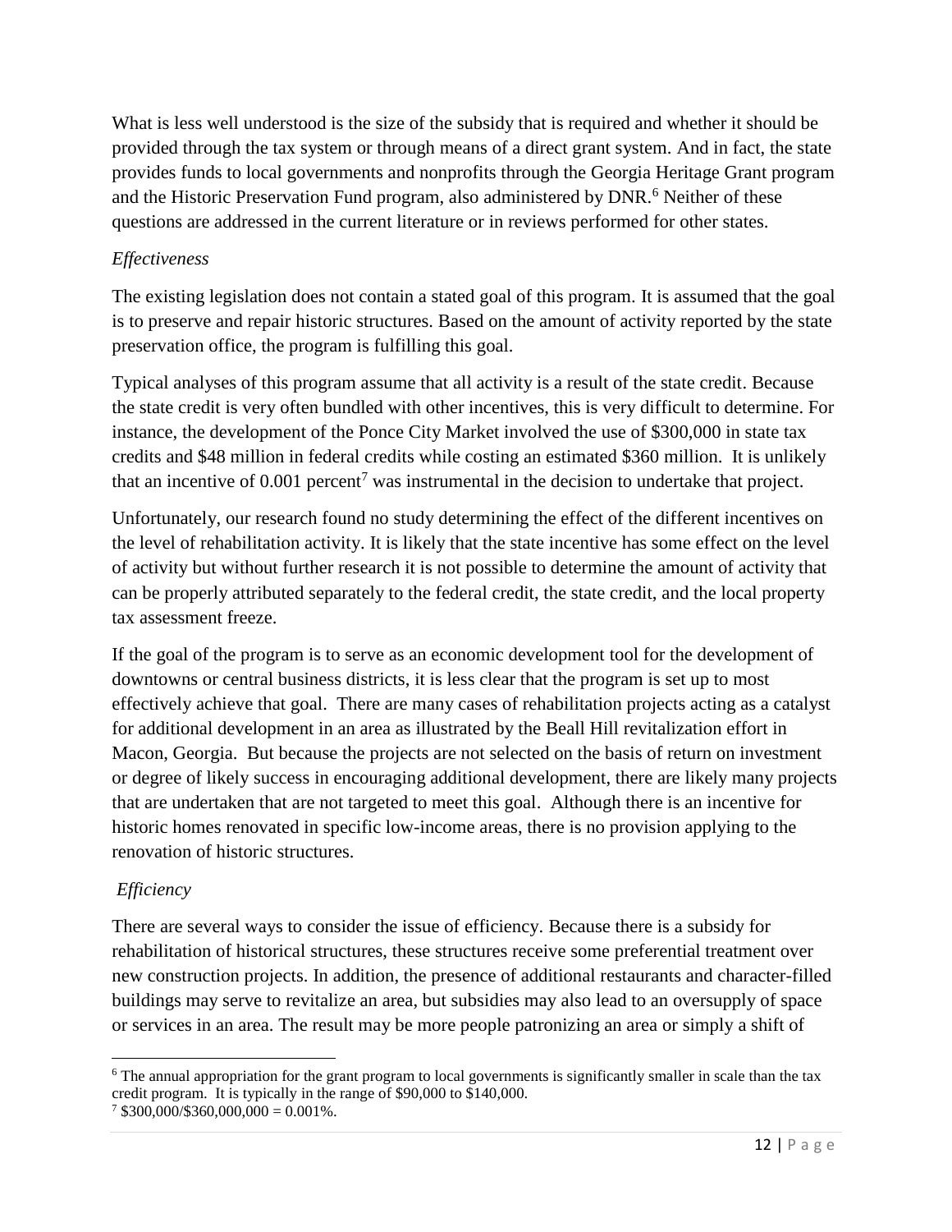What is less well understood is the size of the subsidy that is required and whether it should be provided through the tax system or through means of a direct grant system. And in fact, the state provides funds to local governments and nonprofits through the Georgia Heritage Grant program and the Historic Preservation Fund program, also administered by DNR.[6] Neither of these questions are addressed in the current literature or in reviews performed for other states.

*Effectiveness*

The existing legislation does not contain a stated goal of this program. It is assumed that the goal is to preserve and repair historic structures. Based on the amount of activity reported by the state preservation office, the program is fulfilling this goal.

Typical analyses of this program assume that all activity is a result of the state credit. Because the state credit is very often bundled with other incentives, this is very difficult to determine. For instance, the development of the Ponce City Market involved the use of $300,000 in state tax credits and $48 million in federal credits while costing an estimated $360 million. It is unlikely that an incentive of 0.001 percent[7] was instrumental in the decision to undertake that project.

Unfortunately, our research found no study determining the effect of the different incentives on the level of rehabilitation activity. It is likely that the state incentive has some effect on the level of activity but without further research it is not possible to determine the amount of activity that can be properly attributed separately to the federal credit, the state credit, and the local property tax assessment freeze.

If the goal of the program is to serve as an economic development tool for the development of downtowns or central business districts, it is less clear that the program is set up to most effectively achieve that goal. There are many cases of rehabilitation projects acting as a catalyst for additional development in an area as illustrated by the Beall Hill revitalization effort in Macon, Georgia. But because the projects are not selected on the basis of return on investment or degree of likely success in encouraging additional development, there are likely many projects that are undertaken that are not targeted to meet this goal. Although there is an incentive for historic homes renovated in specific low-income areas, there is no provision applying to the renovation of historic structures.

*Efficiency*

There are several ways to consider the issue of efficiency. Because there is a subsidy for rehabilitation of historical structures, these structures receive some preferential treatment over new construction projects. In addition, the presence of additional restaurants and character-filled buildings may serve to revitalize an area, but subsidies may also lead to an oversupply of space or services in an area. The result may be more people patronizing an area or simply a shift of

---

[6] The annual appropriation for the grant program to local governments is significantly smaller in scale than the tax credit program. It is typically in the range of $90,000 to $140,000.

[7] $300,000/$360,000,000 = 0.001%.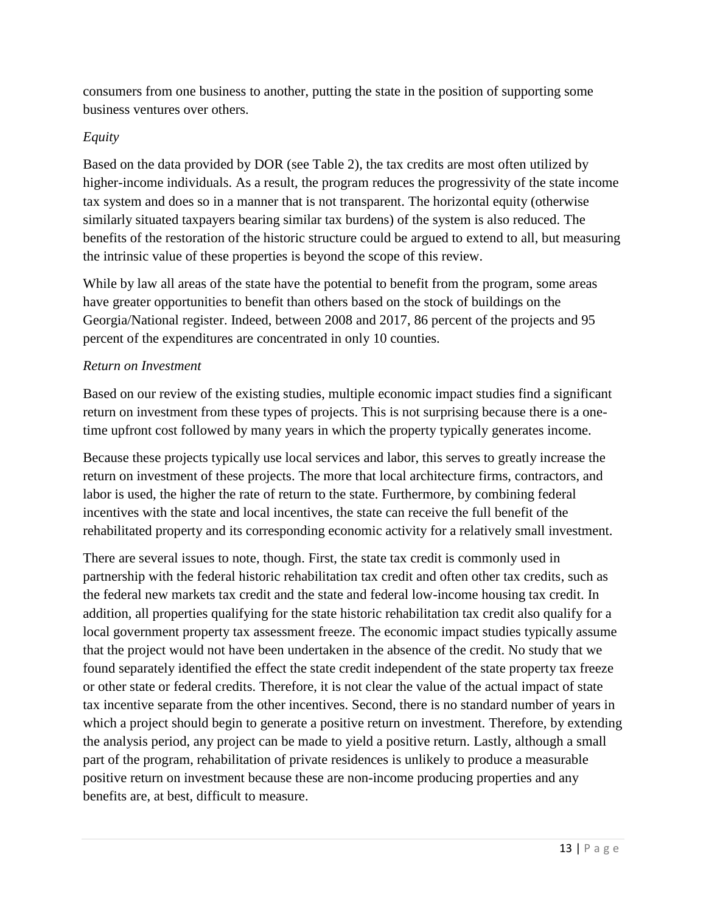consumers from one business to another, putting the state in the position of supporting some business ventures over others.

*Equity*

Based on the data provided by DOR (see Table 2), the tax credits are most often utilized by higher-income individuals. As a result, the program reduces the progressivity of the state income tax system and does so in a manner that is not transparent. The horizontal equity (otherwise similarly situated taxpayers bearing similar tax burdens) of the system is also reduced. The benefits of the restoration of the historic structure could be argued to extend to all, but measuring the intrinsic value of these properties is beyond the scope of this review.

While by law all areas of the state have the potential to benefit from the program, some areas have greater opportunities to benefit than others based on the stock of buildings on the Georgia/National register. Indeed, between 2008 and 2017, 86 percent of the projects and 95 percent of the expenditures are concentrated in only 10 counties.

*Return on Investment*

Based on our review of the existing studies, multiple economic impact studies find a significant return on investment from these types of projects. This is not surprising because there is a one-time upfront cost followed by many years in which the property typically generates income.

Because these projects typically use local services and labor, this serves to greatly increase the return on investment of these projects. The more that local architecture firms, contractors, and labor is used, the higher the rate of return to the state. Furthermore, by combining federal incentives with the state and local incentives, the state can receive the full benefit of the rehabilitated property and its corresponding economic activity for a relatively small investment.

There are several issues to note, though. First, the state tax credit is commonly used in partnership with the federal historic rehabilitation tax credit and often other tax credits, such as the federal new markets tax credit and the state and federal low-income housing tax credit. In addition, all properties qualifying for the state historic rehabilitation tax credit also qualify for a local government property tax assessment freeze. The economic impact studies typically assume that the project would not have been undertaken in the absence of the credit. No study that we found separately identified the effect the state credit independent of the state property tax freeze or other state or federal credits. Therefore, it is not clear the value of the actual impact of state tax incentive separate from the other incentives. Second, there is no standard number of years in which a project should begin to generate a positive return on investment. Therefore, by extending the analysis period, any project can be made to yield a positive return. Lastly, although a small part of the program, rehabilitation of private residences is unlikely to produce a measurable positive return on investment because these are non-income producing properties and any benefits are, at best, difficult to measure.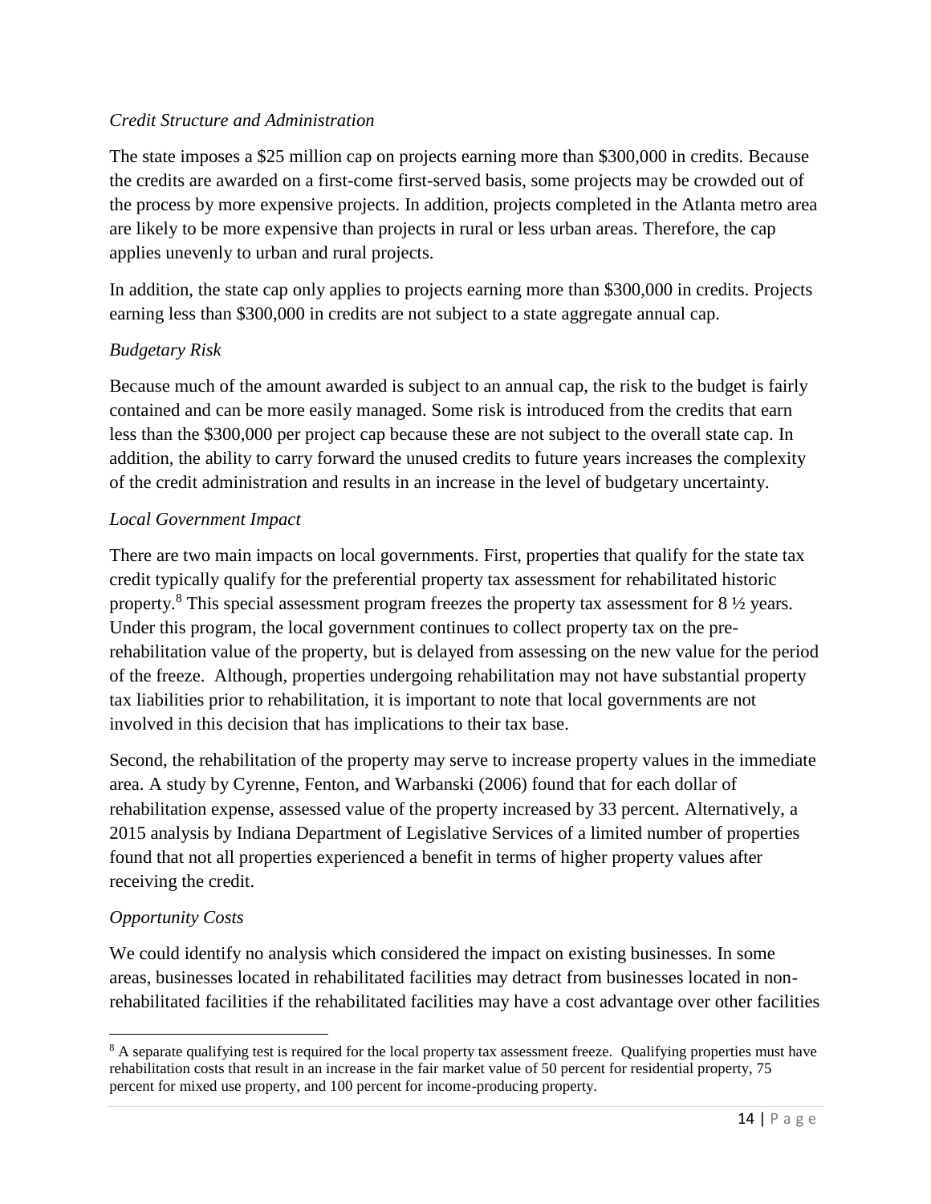*Credit Structure and Administration*

The state imposes a $25 million cap on projects earning more than $300,000 in credits. Because the credits are awarded on a first-come first-served basis, some projects may be crowded out of the process by more expensive projects. In addition, projects completed in the Atlanta metro area are likely to be more expensive than projects in rural or less urban areas. Therefore, the cap applies unevenly to urban and rural projects.

In addition, the state cap only applies to projects earning more than $300,000 in credits. Projects earning less than $300,000 in credits are not subject to a state aggregate annual cap.

*Budgetary Risk*

Because much of the amount awarded is subject to an annual cap, the risk to the budget is fairly contained and can be more easily managed. Some risk is introduced from the credits that earn less than the $300,000 per project cap because these are not subject to the overall state cap. In addition, the ability to carry forward the unused credits to future years increases the complexity of the credit administration and results in an increase in the level of budgetary uncertainty.

*Local Government Impact*

There are two main impacts on local governments. First, properties that qualify for the state tax credit typically qualify for the preferential property tax assessment for rehabilitated historic property.[8] This special assessment program freezes the property tax assessment for 8 ½ years. Under this program, the local government continues to collect property tax on the pre-rehabilitation value of the property, but is delayed from assessing on the new value for the period of the freeze. Although, properties undergoing rehabilitation may not have substantial property tax liabilities prior to rehabilitation, it is important to note that local governments are not involved in this decision that has implications to their tax base.

Second, the rehabilitation of the property may serve to increase property values in the immediate area. A study by Cyrenne, Fenton, and Warbanski (2006) found that for each dollar of rehabilitation expense, assessed value of the property increased by 33 percent. Alternatively, a 2015 analysis by Indiana Department of Legislative Services of a limited number of properties found that not all properties experienced a benefit in terms of higher property values after receiving the credit.

*Opportunity Costs*

We could identify no analysis which considered the impact on existing businesses. In some areas, businesses located in rehabilitated facilities may detract from businesses located in non-rehabilitated facilities if the rehabilitated facilities may have a cost advantage over other facilities

[8] A separate qualifying test is required for the local property tax assessment freeze. Qualifying properties must have rehabilitation costs that result in an increase in the fair market value of 50 percent for residential property, 75 percent for mixed use property, and 100 percent for income-producing property.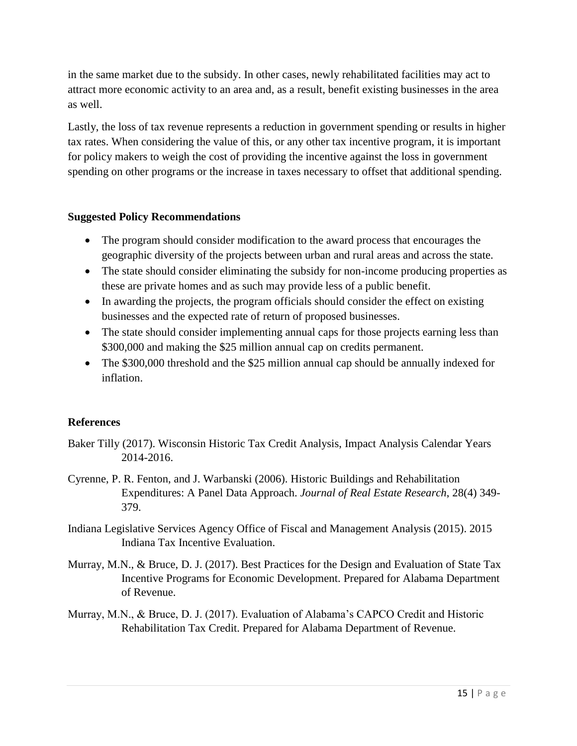in the same market due to the subsidy. In other cases, newly rehabilitated facilities may act to attract more economic activity to an area and, as a result, benefit existing businesses in the area as well.

Lastly, the loss of tax revenue represents a reduction in government spending or results in higher tax rates. When considering the value of this, or any other tax incentive program, it is important for policy makers to weigh the cost of providing the incentive against the loss in government spending on other programs or the increase in taxes necessary to offset that additional spending.

**Suggested Policy Recommendations**

- The program should consider modification to the award process that encourages the geographic diversity of the projects between urban and rural areas and across the state.
- The state should consider eliminating the subsidy for non-income producing properties as these are private homes and as such may provide less of a public benefit.
- In awarding the projects, the program officials should consider the effect on existing businesses and the expected rate of return of proposed businesses.
- The state should consider implementing annual caps for those projects earning less than $300,000 and making the $25 million annual cap on credits permanent.
- The $300,000 threshold and the $25 million annual cap should be annually indexed for inflation.

**References**

Baker Tilly (2017). Wisconsin Historic Tax Credit Analysis, Impact Analysis Calendar Years 2014-2016.

Cyrenne, P. R. Fenton, and J. Warbanski (2006). Historic Buildings and Rehabilitation Expenditures: A Panel Data Approach. *Journal of Real Estate Research*, 28(4) 349-379.

Indiana Legislative Services Agency Office of Fiscal and Management Analysis (2015). 2015 Indiana Tax Incentive Evaluation.

Murray, M.N., & Bruce, D. J. (2017). Best Practices for the Design and Evaluation of State Tax Incentive Programs for Economic Development. Prepared for Alabama Department of Revenue.

Murray, M.N., & Bruce, D. J. (2017). Evaluation of Alabama's CAPCO Credit and Historic Rehabilitation Tax Credit. Prepared for Alabama Department of Revenue.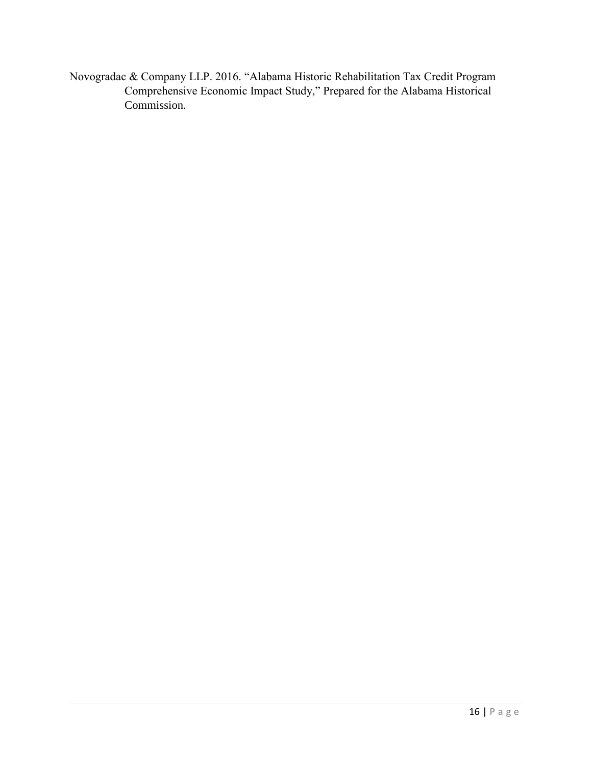Novogradac & Company LLP. 2016. "Alabama Historic Rehabilitation Tax Credit Program Comprehensive Economic Impact Study," Prepared for the Alabama Historical Commission.